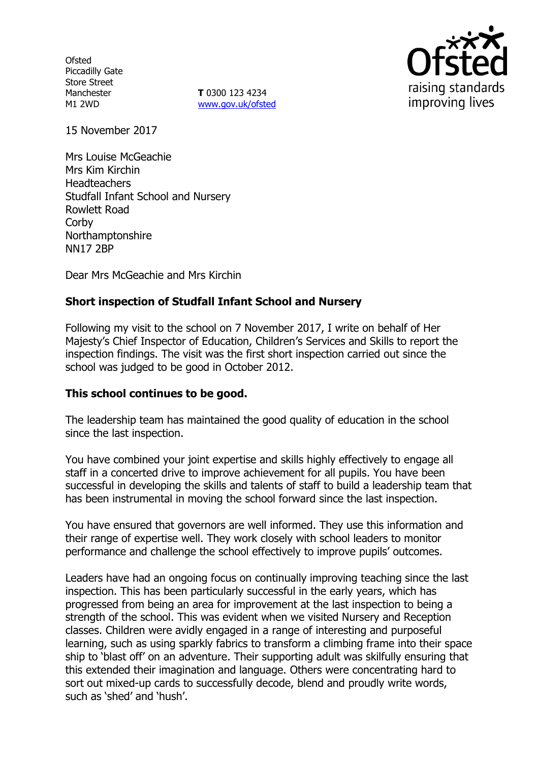Ofsted
Piccadilly Gate
Store Street
Manchester
M1 2WD

**T** 0300 123 4234
www.gov.uk/ofsted

15 November 2017

Mrs Louise McGeachie
Mrs Kim Kirchin
Headteachers
Studfall Infant School and Nursery
Rowlett Road
Corby
Northamptonshire
NN17 2BP

Dear Mrs McGeachie and Mrs Kirchin

**Short inspection of Studfall Infant School and Nursery**

Following my visit to the school on 7 November 2017, I write on behalf of Her Majesty's Chief Inspector of Education, Children's Services and Skills to report the inspection findings. The visit was the first short inspection carried out since the school was judged to be good in October 2012.

**This school continues to be good.**

The leadership team has maintained the good quality of education in the school since the last inspection.

You have combined your joint expertise and skills highly effectively to engage all staff in a concerted drive to improve achievement for all pupils. You have been successful in developing the skills and talents of staff to build a leadership team that has been instrumental in moving the school forward since the last inspection.

You have ensured that governors are well informed. They use this information and their range of expertise well. They work closely with school leaders to monitor performance and challenge the school effectively to improve pupils' outcomes.

Leaders have had an ongoing focus on continually improving teaching since the last inspection. This has been particularly successful in the early years, which has progressed from being an area for improvement at the last inspection to being a strength of the school. This was evident when we visited Nursery and Reception classes. Children were avidly engaged in a range of interesting and purposeful learning, such as using sparkly fabrics to transform a climbing frame into their space ship to 'blast off' on an adventure. Their supporting adult was skilfully ensuring that this extended their imagination and language. Others were concentrating hard to sort out mixed-up cards to successfully decode, blend and proudly write words, such as 'shed' and 'hush'.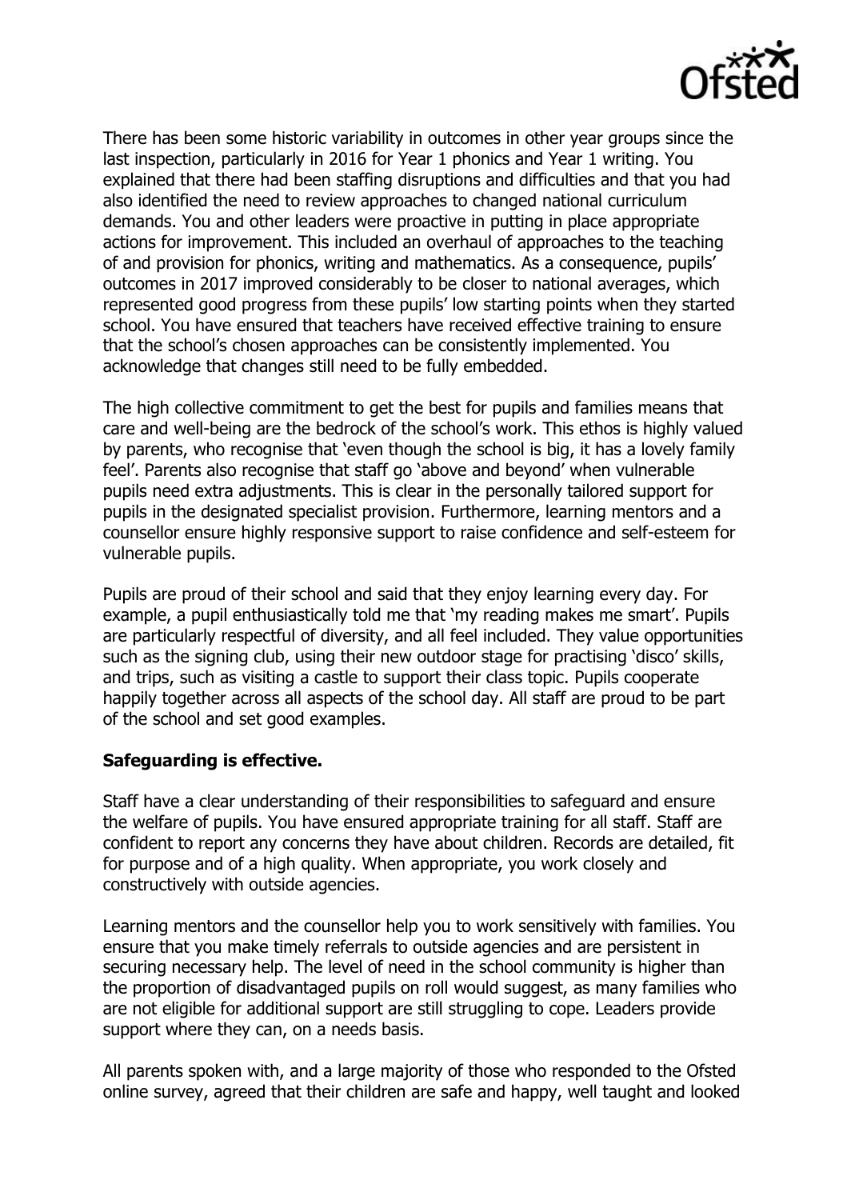There has been some historic variability in outcomes in other year groups since the last inspection, particularly in 2016 for Year 1 phonics and Year 1 writing. You explained that there had been staffing disruptions and difficulties and that you had also identified the need to review approaches to changed national curriculum demands. You and other leaders were proactive in putting in place appropriate actions for improvement. This included an overhaul of approaches to the teaching of and provision for phonics, writing and mathematics. As a consequence, pupils' outcomes in 2017 improved considerably to be closer to national averages, which represented good progress from these pupils' low starting points when they started school. You have ensured that teachers have received effective training to ensure that the school's chosen approaches can be consistently implemented. You acknowledge that changes still need to be fully embedded.

The high collective commitment to get the best for pupils and families means that care and well-being are the bedrock of the school's work. This ethos is highly valued by parents, who recognise that 'even though the school is big, it has a lovely family feel'. Parents also recognise that staff go 'above and beyond' when vulnerable pupils need extra adjustments. This is clear in the personally tailored support for pupils in the designated specialist provision. Furthermore, learning mentors and a counsellor ensure highly responsive support to raise confidence and self-esteem for vulnerable pupils.

Pupils are proud of their school and said that they enjoy learning every day. For example, a pupil enthusiastically told me that 'my reading makes me smart'. Pupils are particularly respectful of diversity, and all feel included. They value opportunities such as the signing club, using their new outdoor stage for practising 'disco' skills, and trips, such as visiting a castle to support their class topic. Pupils cooperate happily together across all aspects of the school day. All staff are proud to be part of the school and set good examples.

**Safeguarding is effective.**

Staff have a clear understanding of their responsibilities to safeguard and ensure the welfare of pupils. You have ensured appropriate training for all staff. Staff are confident to report any concerns they have about children. Records are detailed, fit for purpose and of a high quality. When appropriate, you work closely and constructively with outside agencies.

Learning mentors and the counsellor help you to work sensitively with families. You ensure that you make timely referrals to outside agencies and are persistent in securing necessary help. The level of need in the school community is higher than the proportion of disadvantaged pupils on roll would suggest, as many families who are not eligible for additional support are still struggling to cope. Leaders provide support where they can, on a needs basis.

All parents spoken with, and a large majority of those who responded to the Ofsted online survey, agreed that their children are safe and happy, well taught and looked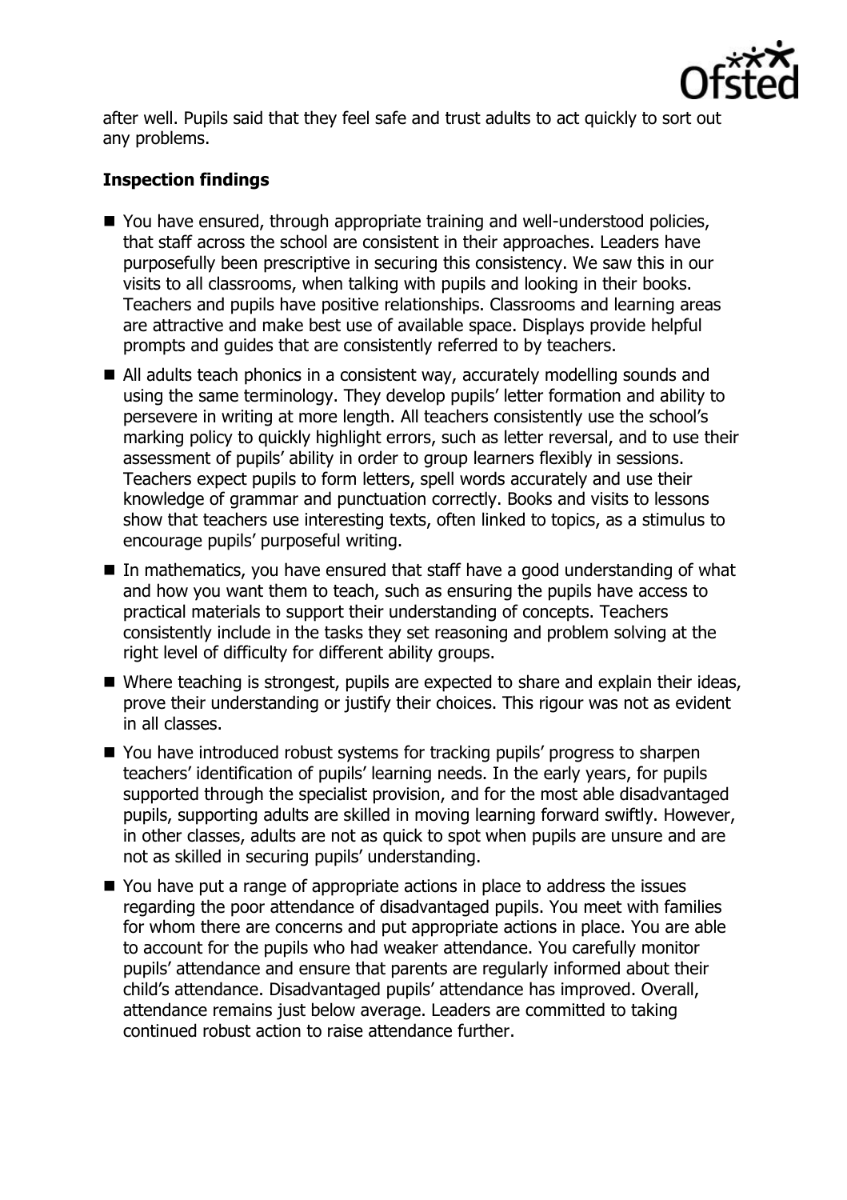after well. Pupils said that they feel safe and trust adults to act quickly to sort out any problems.

## Inspection findings

- You have ensured, through appropriate training and well-understood policies, that staff across the school are consistent in their approaches. Leaders have purposefully been prescriptive in securing this consistency. We saw this in our visits to all classrooms, when talking with pupils and looking in their books. Teachers and pupils have positive relationships. Classrooms and learning areas are attractive and make best use of available space. Displays provide helpful prompts and guides that are consistently referred to by teachers.
- All adults teach phonics in a consistent way, accurately modelling sounds and using the same terminology. They develop pupils' letter formation and ability to persevere in writing at more length. All teachers consistently use the school's marking policy to quickly highlight errors, such as letter reversal, and to use their assessment of pupils' ability in order to group learners flexibly in sessions. Teachers expect pupils to form letters, spell words accurately and use their knowledge of grammar and punctuation correctly. Books and visits to lessons show that teachers use interesting texts, often linked to topics, as a stimulus to encourage pupils' purposeful writing.
- In mathematics, you have ensured that staff have a good understanding of what and how you want them to teach, such as ensuring the pupils have access to practical materials to support their understanding of concepts. Teachers consistently include in the tasks they set reasoning and problem solving at the right level of difficulty for different ability groups.
- Where teaching is strongest, pupils are expected to share and explain their ideas, prove their understanding or justify their choices. This rigour was not as evident in all classes.
- You have introduced robust systems for tracking pupils' progress to sharpen teachers' identification of pupils' learning needs. In the early years, for pupils supported through the specialist provision, and for the most able disadvantaged pupils, supporting adults are skilled in moving learning forward swiftly. However, in other classes, adults are not as quick to spot when pupils are unsure and are not as skilled in securing pupils' understanding.
- You have put a range of appropriate actions in place to address the issues regarding the poor attendance of disadvantaged pupils. You meet with families for whom there are concerns and put appropriate actions in place. You are able to account for the pupils who had weaker attendance. You carefully monitor pupils' attendance and ensure that parents are regularly informed about their child's attendance. Disadvantaged pupils' attendance has improved. Overall, attendance remains just below average. Leaders are committed to taking continued robust action to raise attendance further.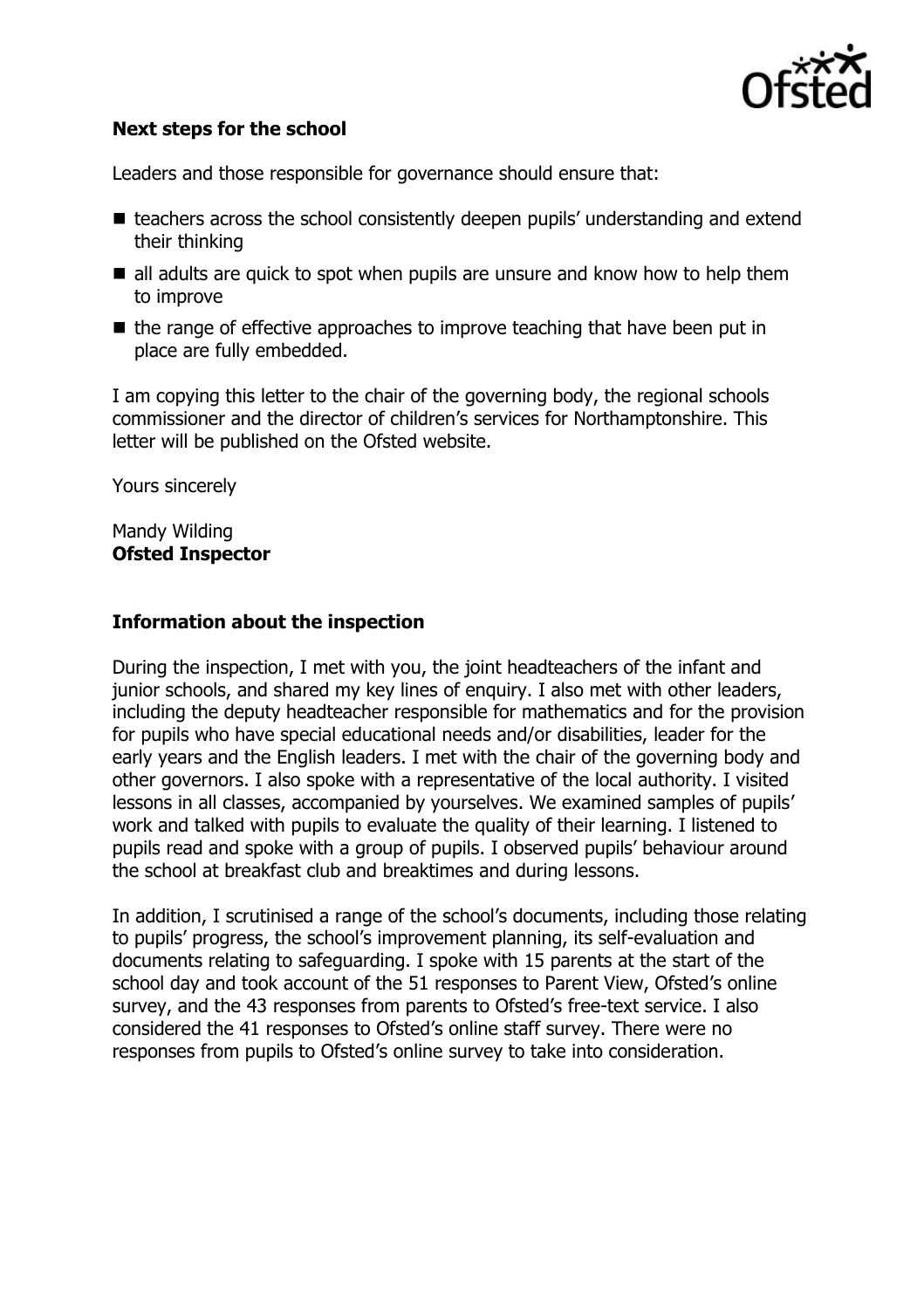**Next steps for the school**

Leaders and those responsible for governance should ensure that:

- teachers across the school consistently deepen pupils' understanding and extend their thinking
- all adults are quick to spot when pupils are unsure and know how to help them to improve
- the range of effective approaches to improve teaching that have been put in place are fully embedded.

I am copying this letter to the chair of the governing body, the regional schools commissioner and the director of children's services for Northamptonshire. This letter will be published on the Ofsted website.

Yours sincerely

Mandy Wilding
**Ofsted Inspector**

## Information about the inspection

During the inspection, I met with you, the joint headteachers of the infant and junior schools, and shared my key lines of enquiry. I also met with other leaders, including the deputy headteacher responsible for mathematics and for the provision for pupils who have special educational needs and/or disabilities, leader for the early years and the English leaders. I met with the chair of the governing body and other governors. I also spoke with a representative of the local authority. I visited lessons in all classes, accompanied by yourselves. We examined samples of pupils' work and talked with pupils to evaluate the quality of their learning. I listened to pupils read and spoke with a group of pupils. I observed pupils' behaviour around the school at breakfast club and breaktimes and during lessons.

In addition, I scrutinised a range of the school's documents, including those relating to pupils' progress, the school's improvement planning, its self-evaluation and documents relating to safeguarding. I spoke with 15 parents at the start of the school day and took account of the 51 responses to Parent View, Ofsted's online survey, and the 43 responses from parents to Ofsted's free-text service. I also considered the 41 responses to Ofsted's online staff survey. There were no responses from pupils to Ofsted's online survey to take into consideration.